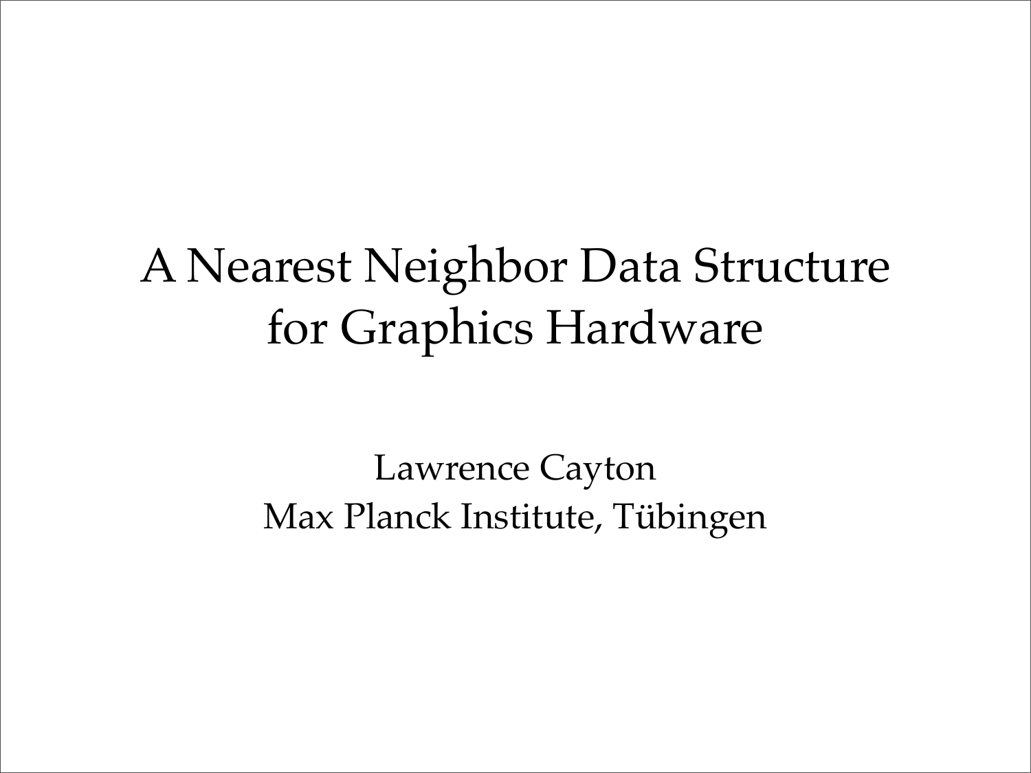# A Nearest Neighbor Data Structure for Graphics Hardware

Lawrence Cayton

Max Planck Institute, Tübingen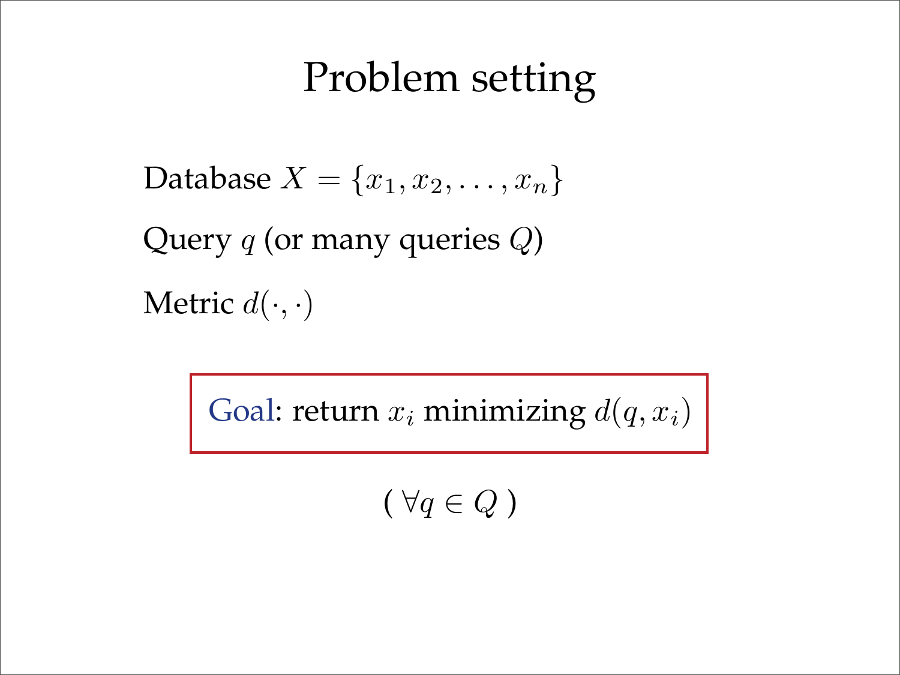# Problem setting

Database $X = \{x_1, x_2, \ldots, x_n\}$

Query $q$ (or many queries $Q$)

Metric $d(\cdot, \cdot)$

**Goal**: return $x_i$ minimizing $d(q, x_i)$

( $\forall q \in Q$ )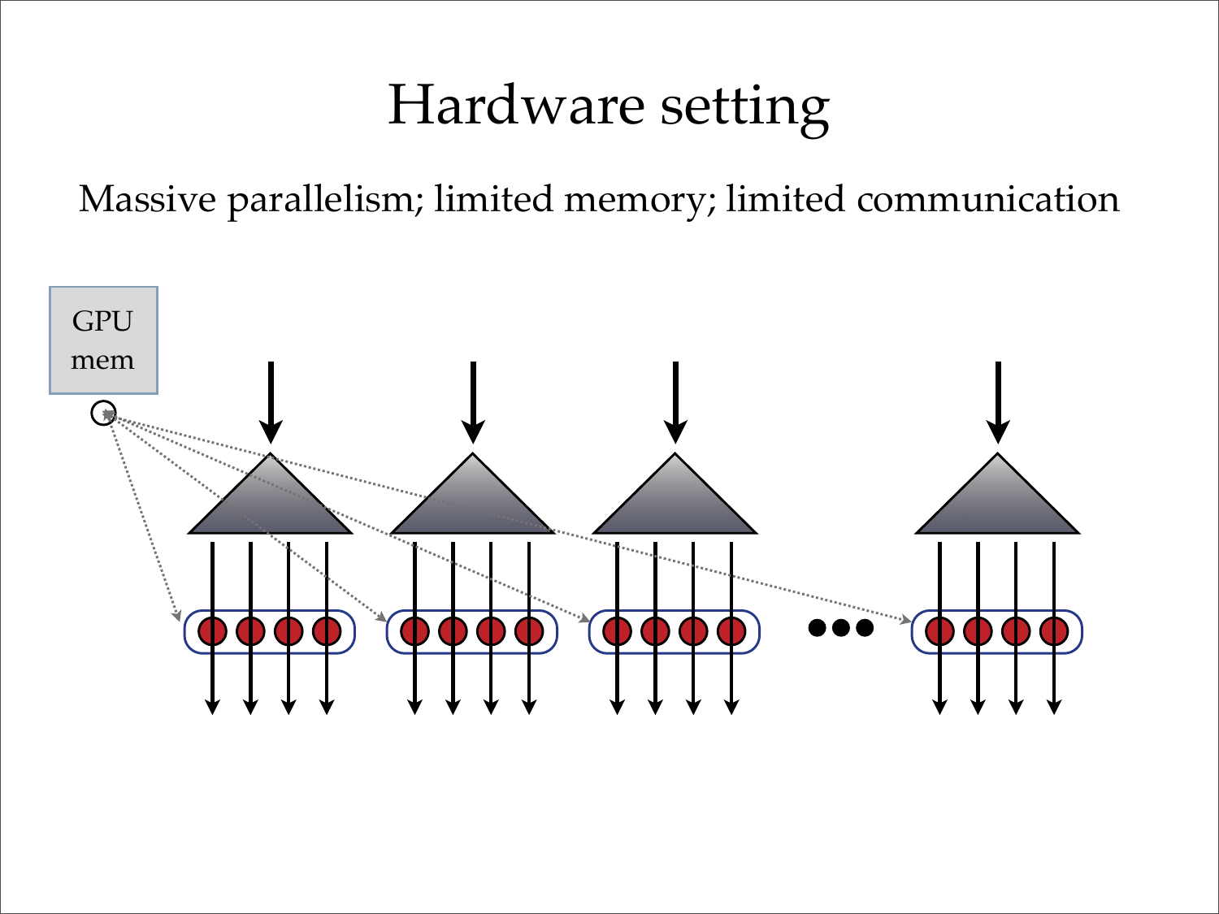# Hardware setting

Massive parallelism; limited memory; limited communication

GPU mem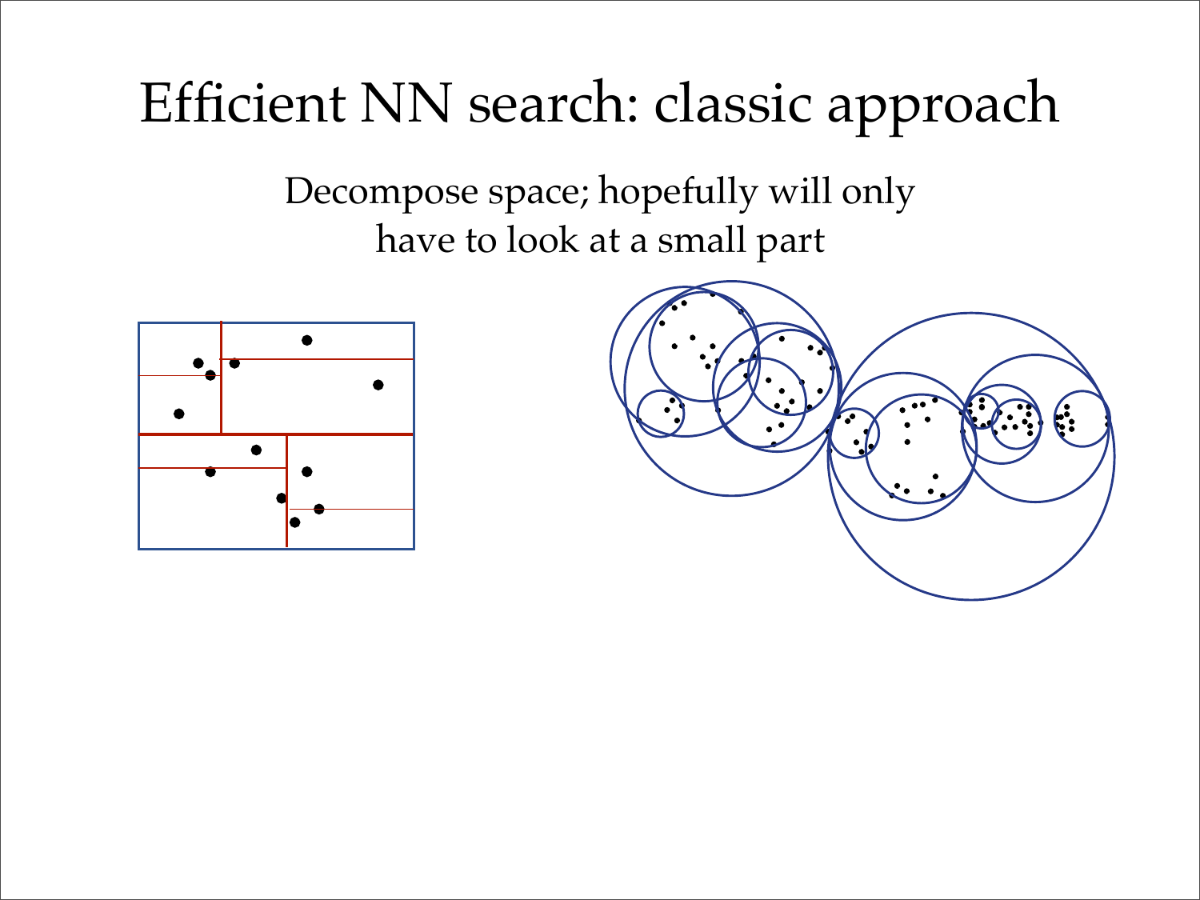# Efficient NN search: classic approach

Decompose space; hopefully will only have to look at a small part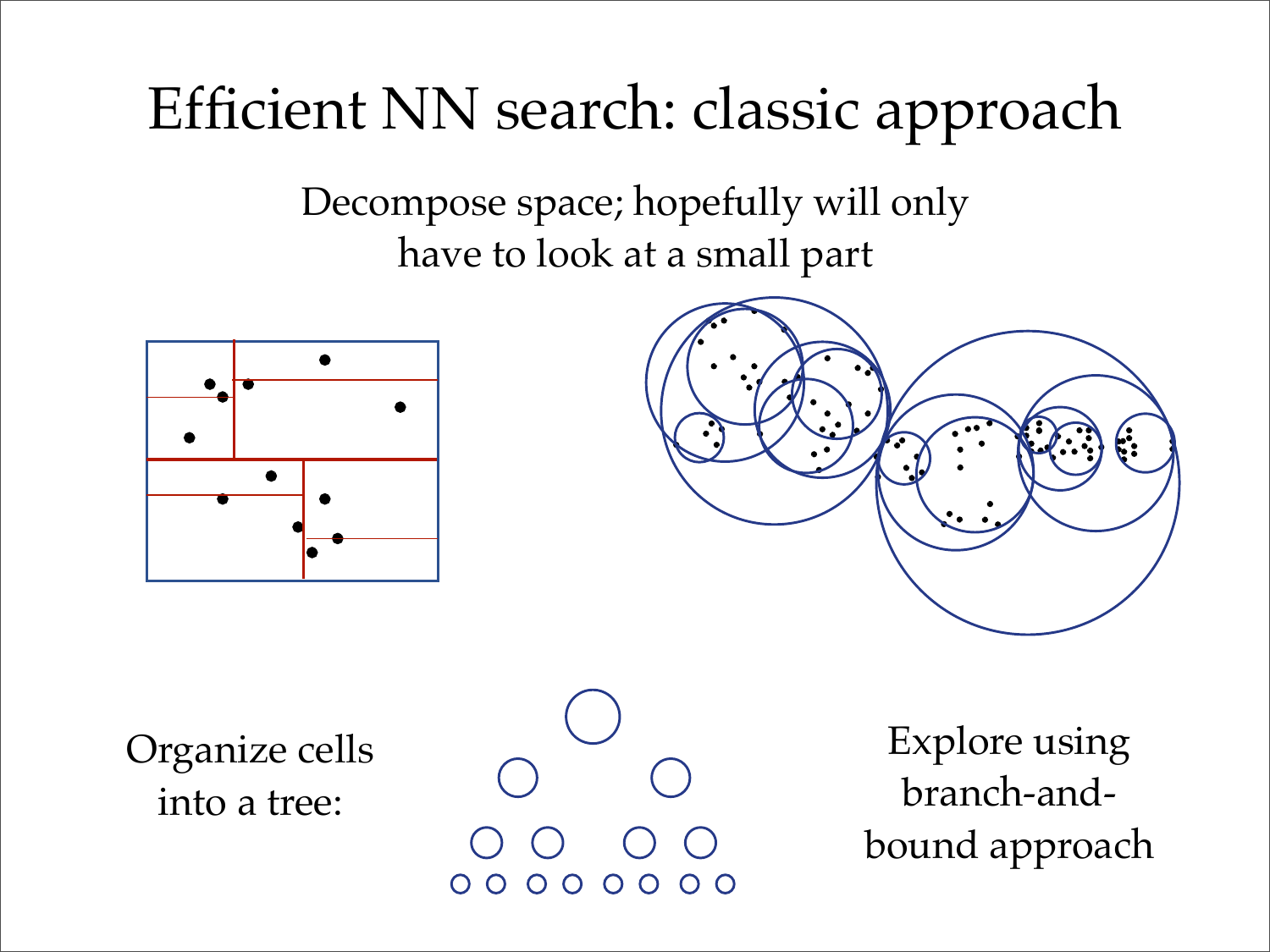# Efficient NN search: classic approach

Decompose space; hopefully will only have to look at a small part

Organize cells into a tree:

Explore using branch-and-bound approach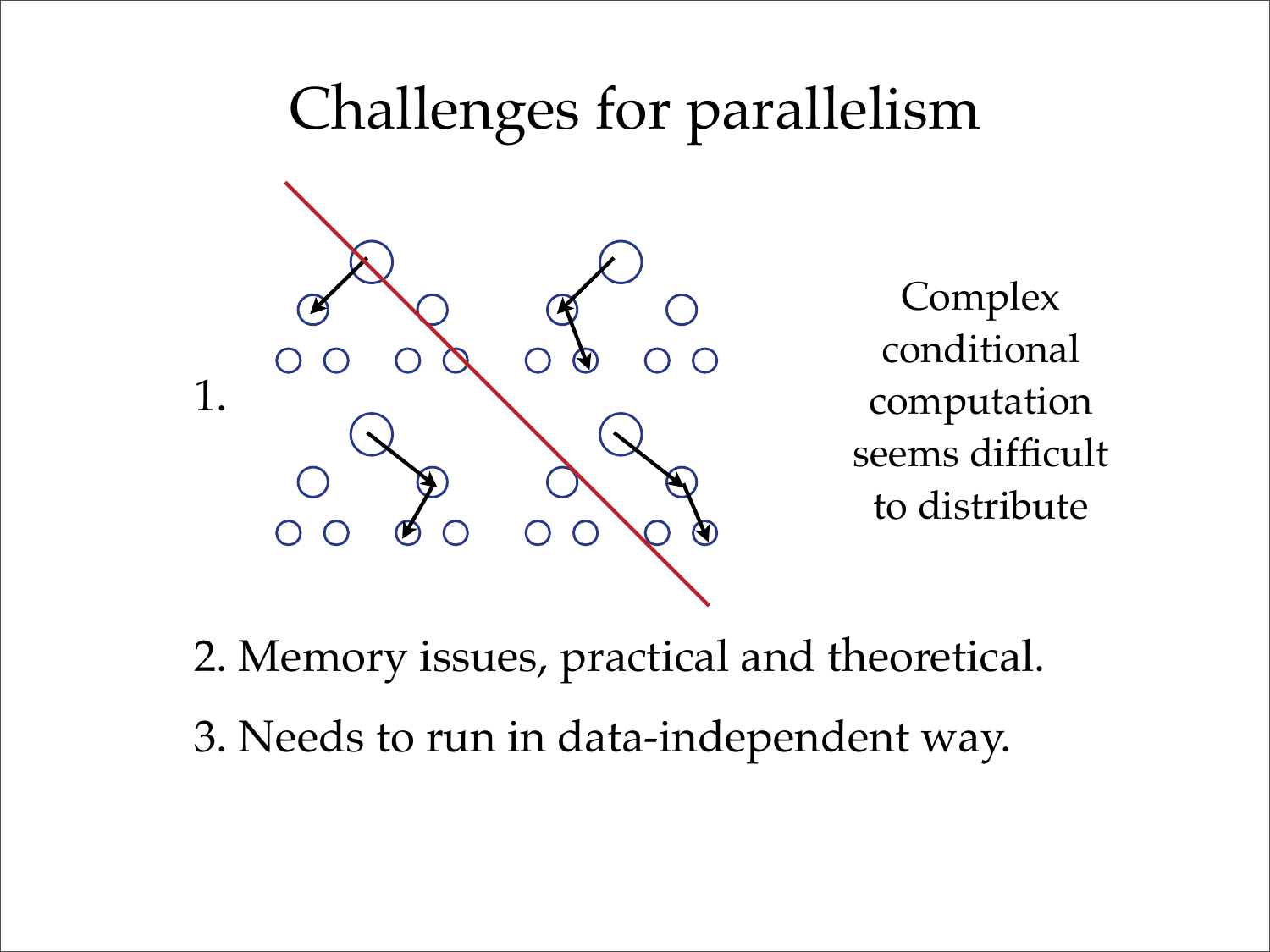# Challenges for parallelism

1.

Complex conditional computation seems difficult to distribute

2. Memory issues, practical and theoretical.

3. Needs to run in data-independent way.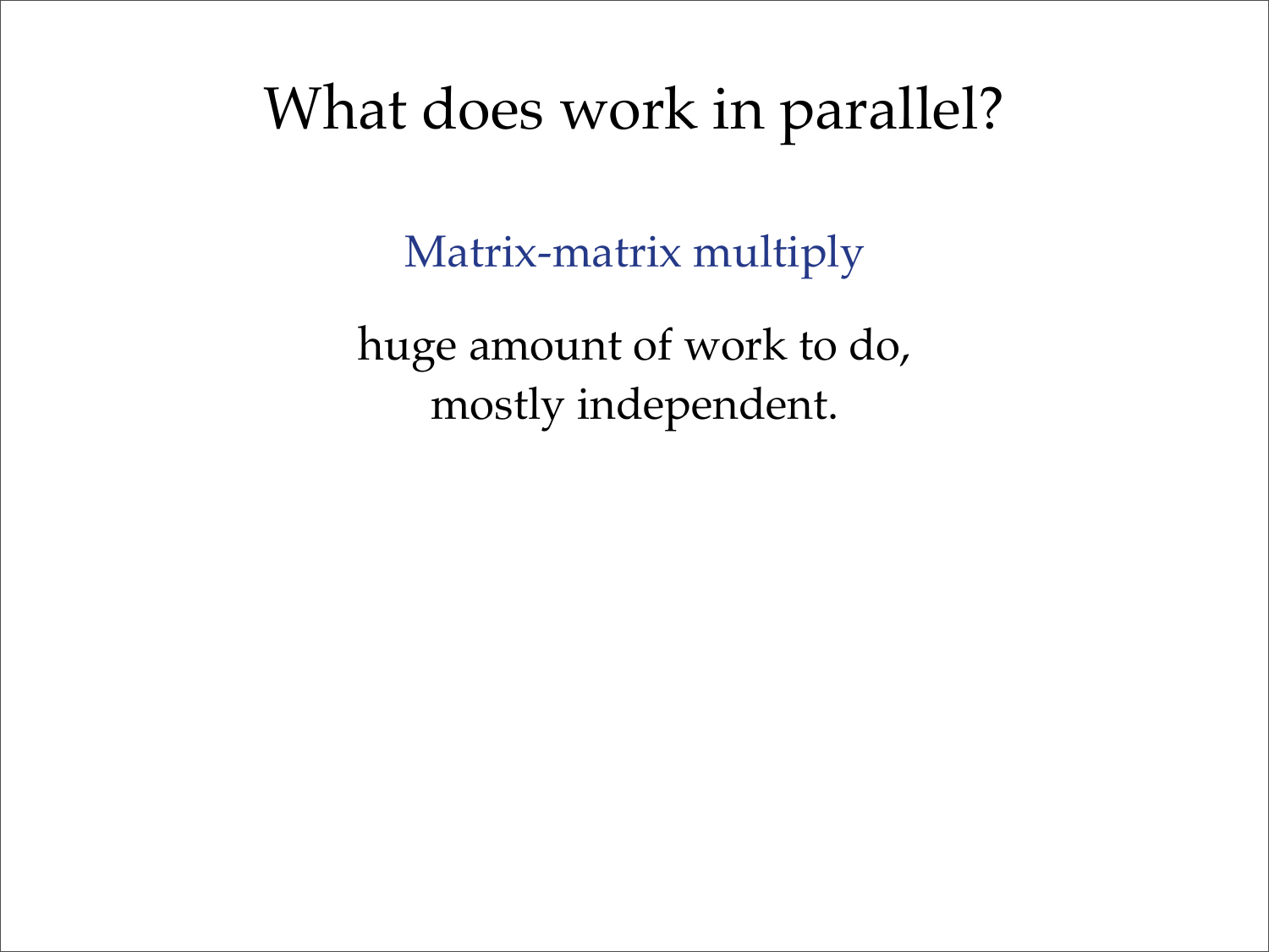# What does work in parallel?

Matrix-matrix multiply

huge amount of work to do,
mostly independent.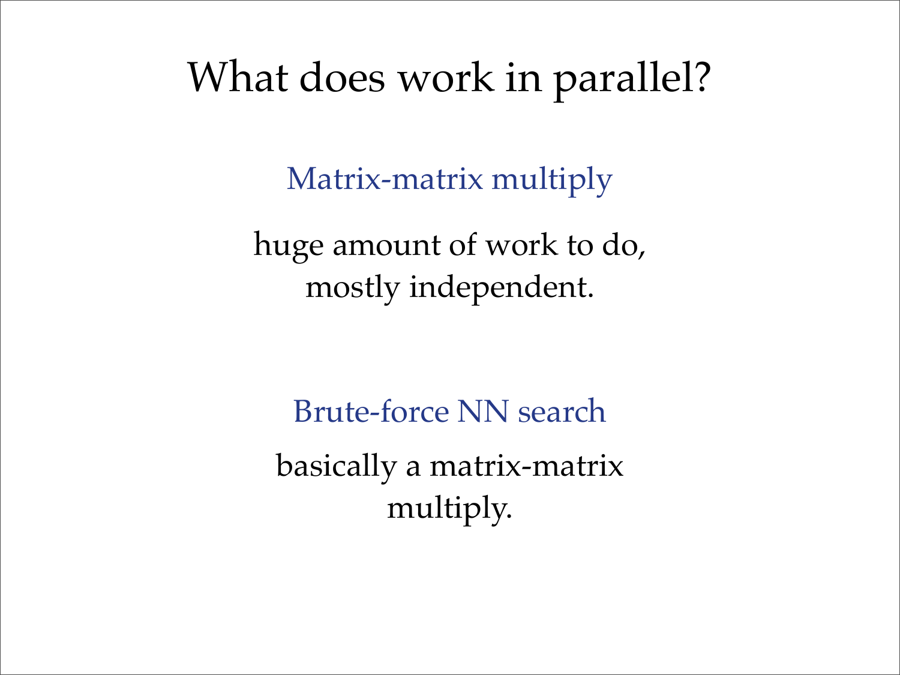# What does work in parallel?

## Matrix-matrix multiply

huge amount of work to do,
mostly independent.

## Brute-force NN search

basically a matrix-matrix
multiply.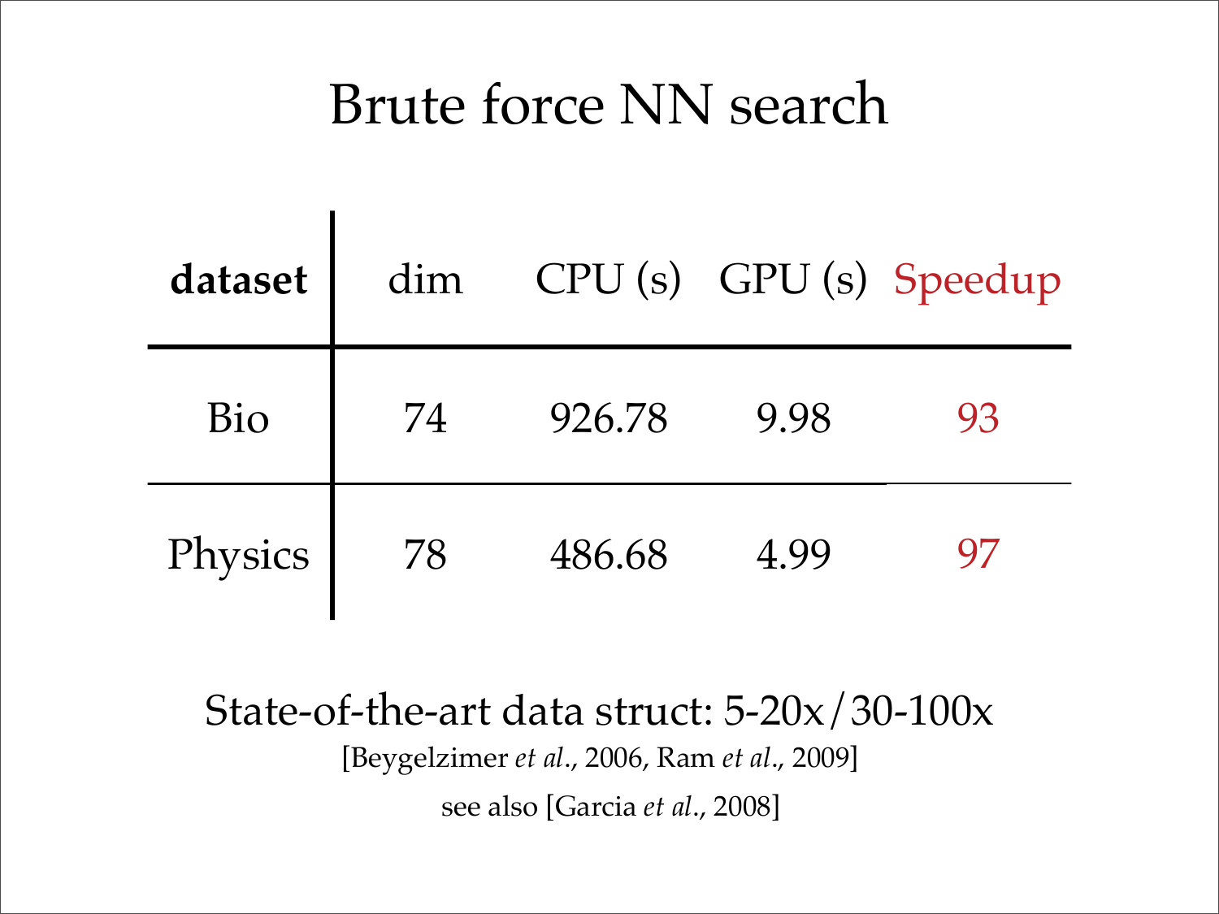# Brute force NN search

| **dataset** | dim | CPU (s) | GPU (s) | Speedup |
|---|---|---|---|---|
| Bio | 74 | 926.78 | 9.98 | 93 |
| Physics | 78 | 486.68 | 4.99 | 97 |

State-of-the-art data struct: 5-20x/30-100x

[Beygelzimer *et al*., 2006, Ram *et al*., 2009]

see also [Garcia *et al*., 2008]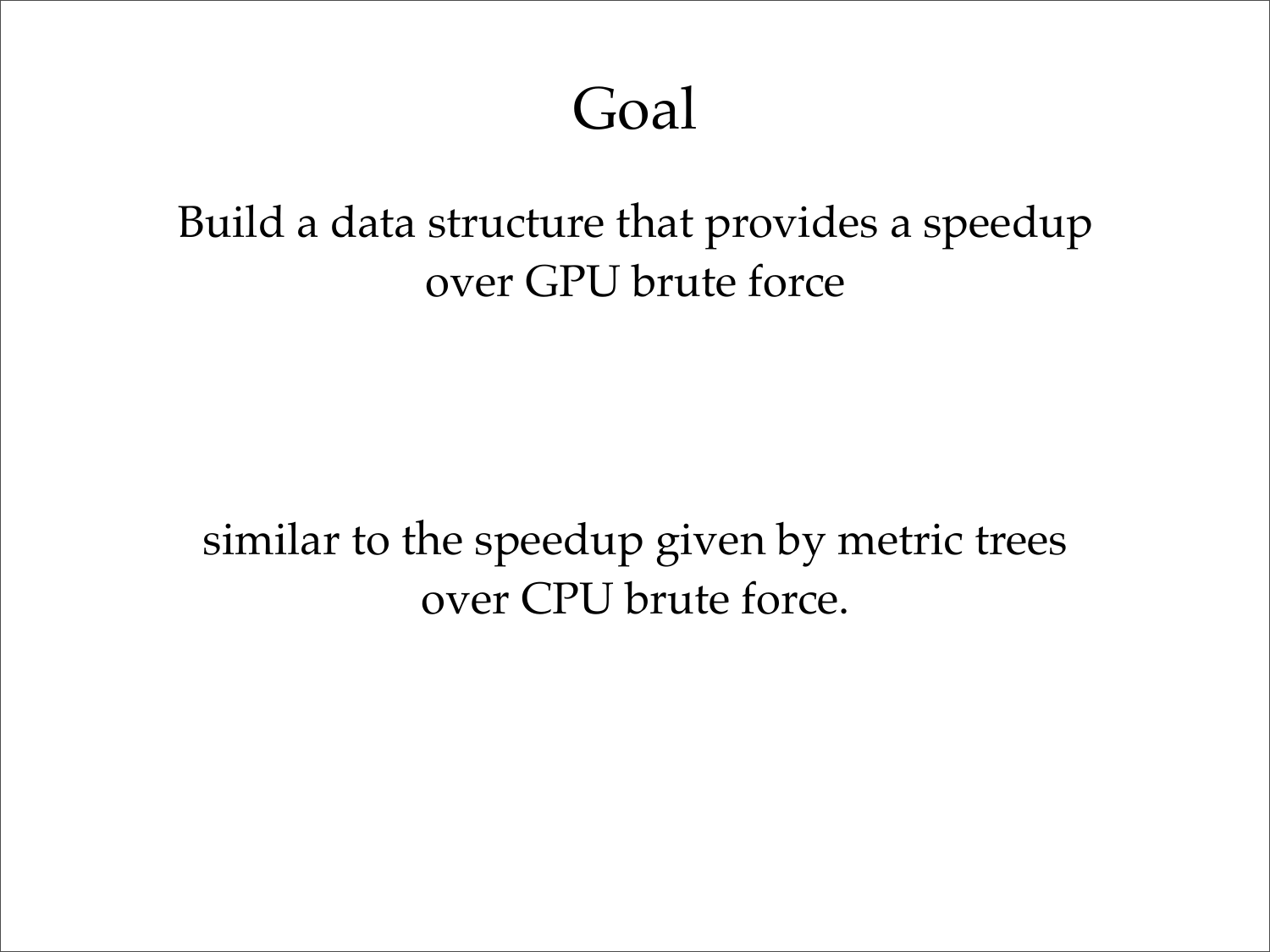# Goal

Build a data structure that provides a speedup over GPU brute force

similar to the speedup given by metric trees over CPU brute force.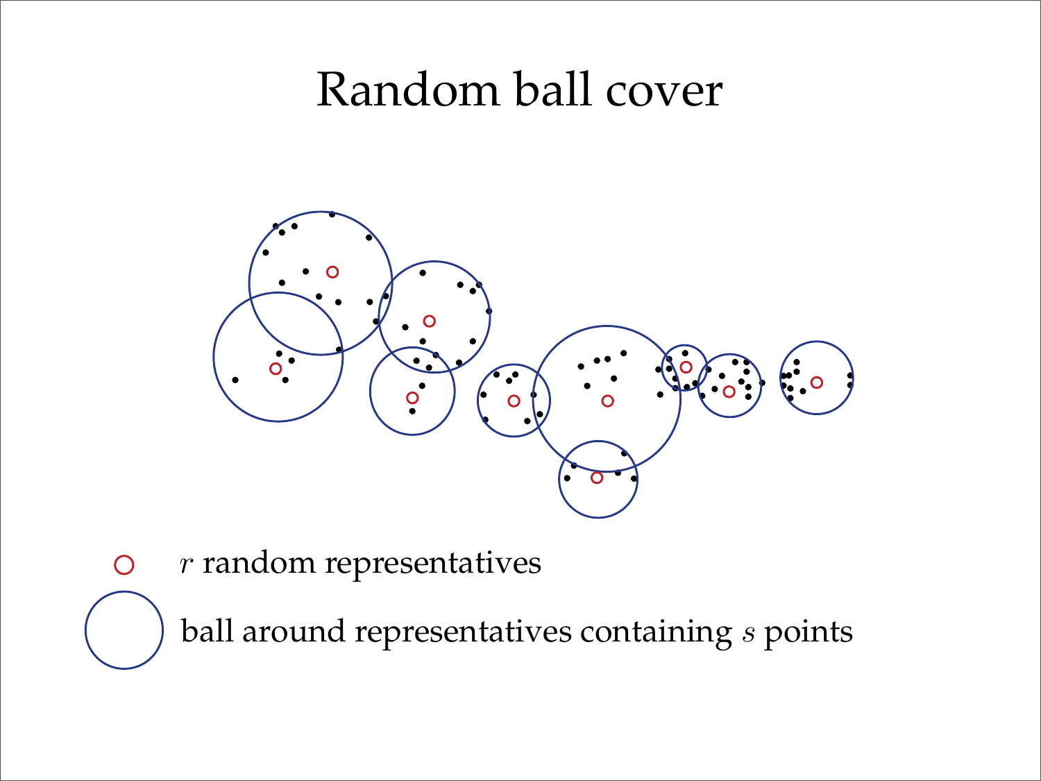# Random ball cover

$r$ random representatives

ball around representatives containing $s$ points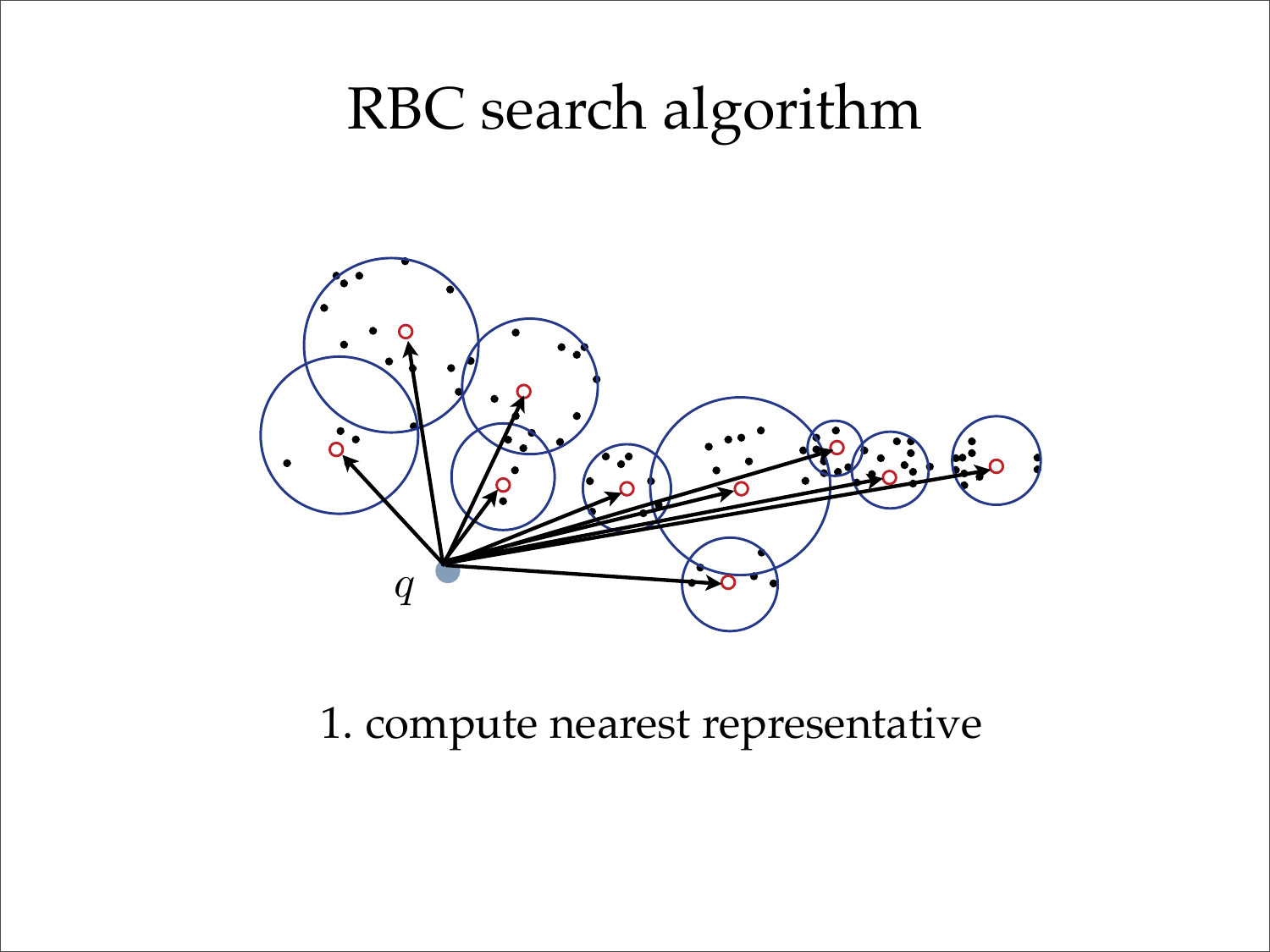# RBC search algorithm

1. compute nearest representative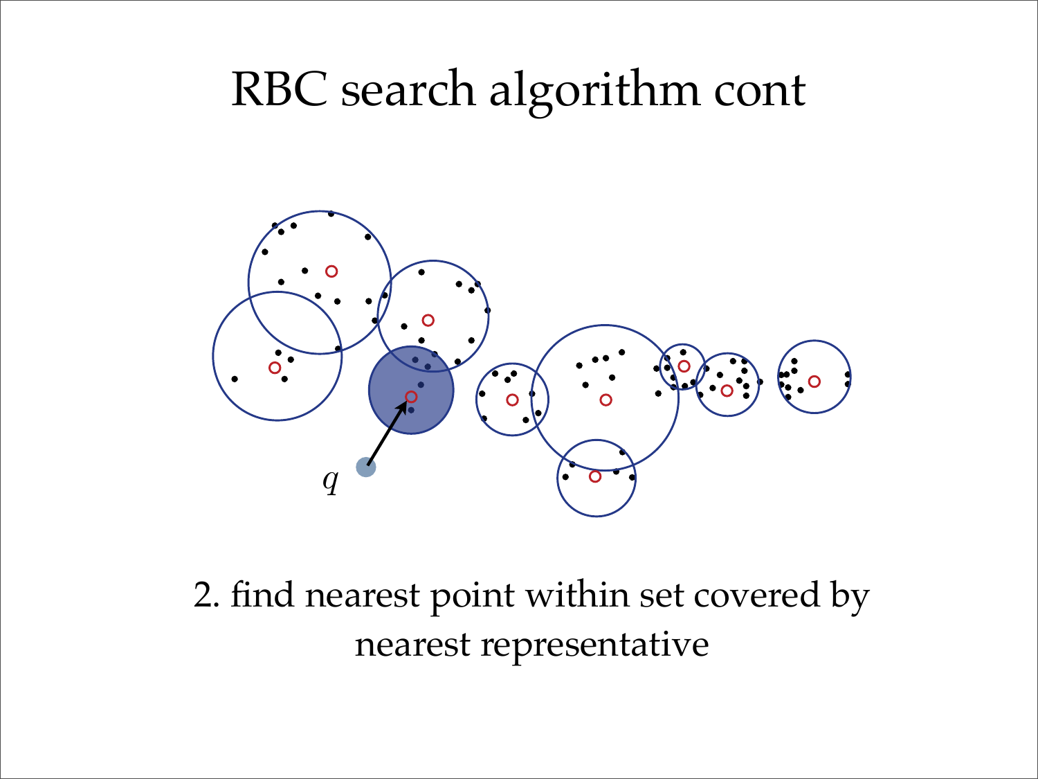# RBC search algorithm cont

2. find nearest point within set covered by nearest representative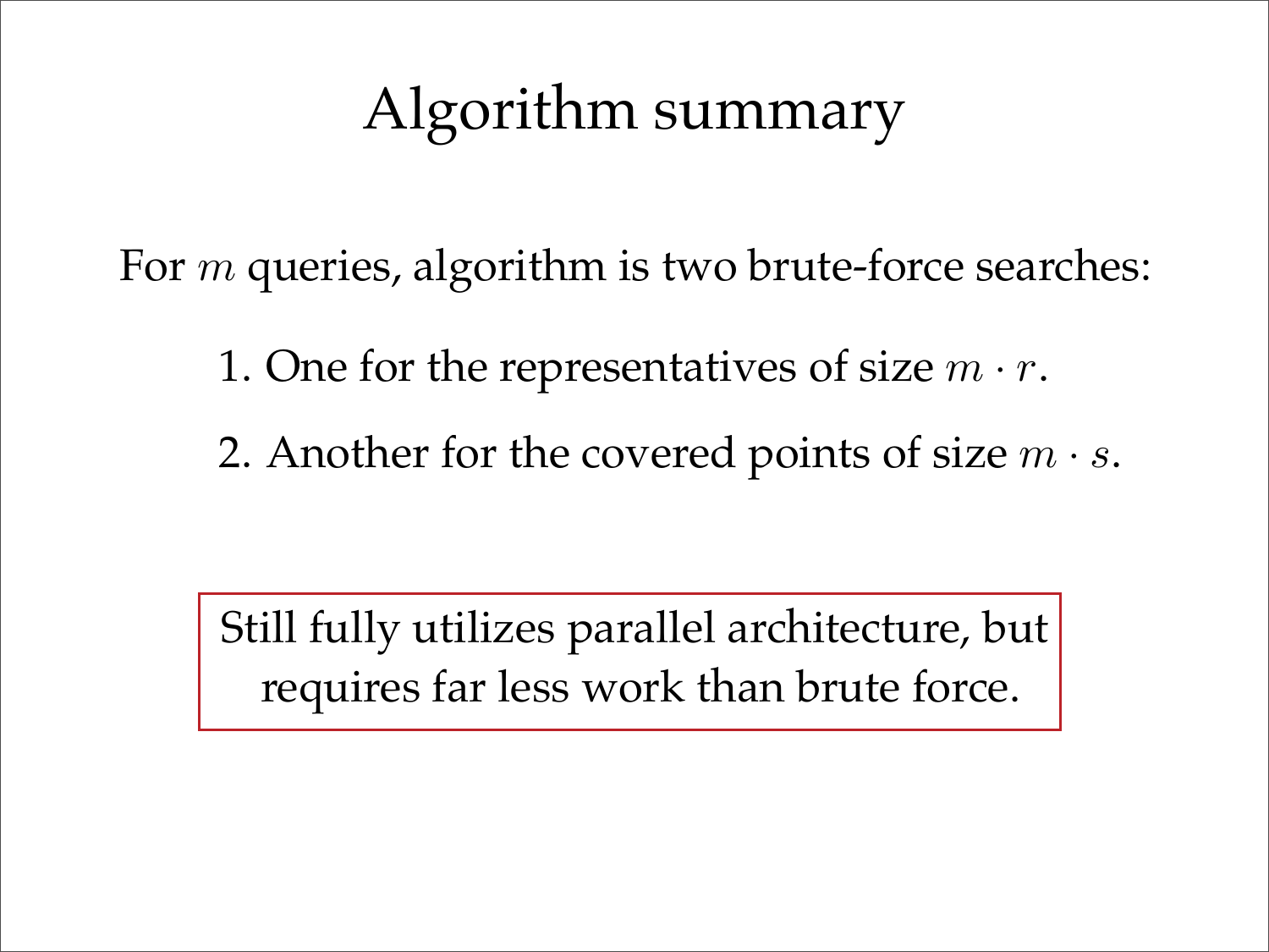# Algorithm summary

For $m$ queries, algorithm is two brute-force searches:

1. One for the representatives of size $m \cdot r$.
2. Another for the covered points of size $m \cdot s$.

Still fully utilizes parallel architecture, but requires far less work than brute force.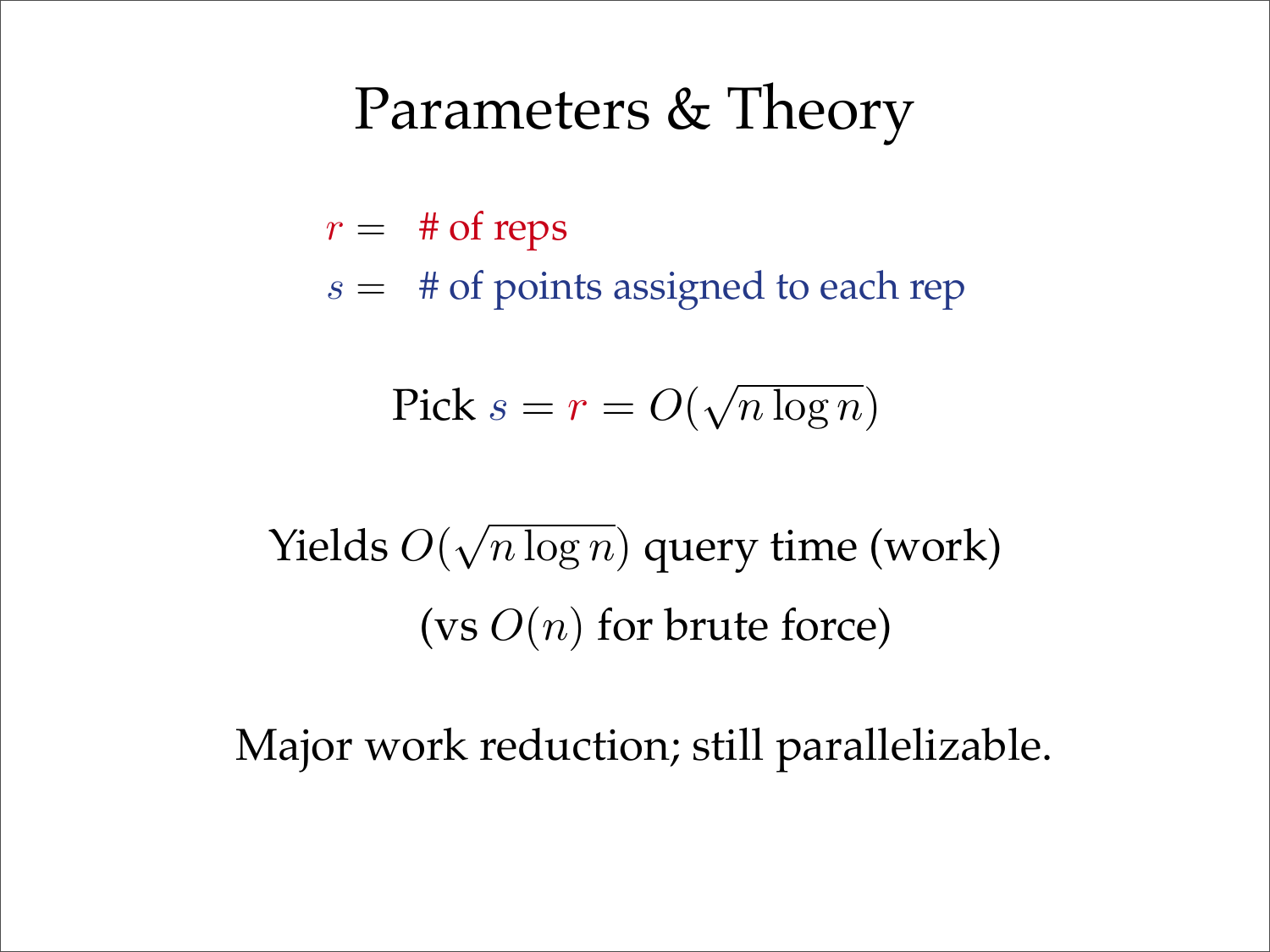# Parameters & Theory

$r =$ # of reps

$s =$ # of points assigned to each rep

Pick $s = r = O(\sqrt{n \log n})$

Yields $O(\sqrt{n \log n})$ query time (work)

(vs $O(n)$ for brute force)

Major work reduction; still parallelizable.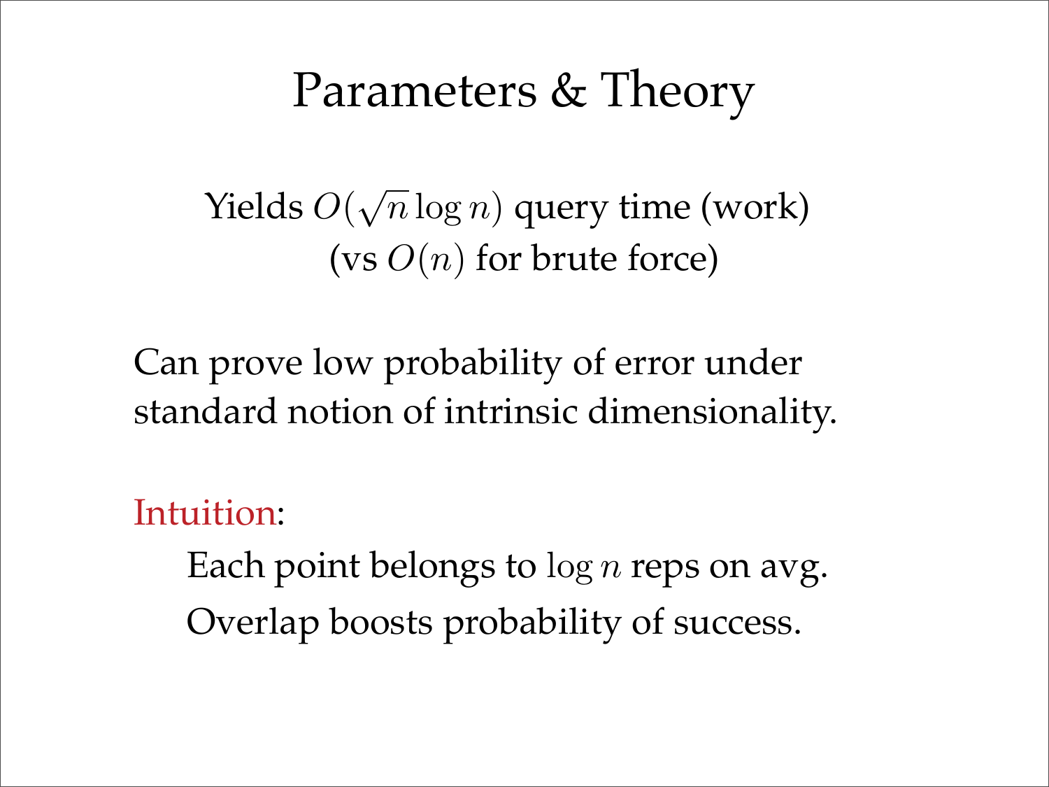# Parameters & Theory

Yields $O(\sqrt{n}\log n)$ query time (work)
(vs $O(n)$ for brute force)

Can prove low probability of error under standard notion of intrinsic dimensionality.

Intuition:

Each point belongs to $\log n$ reps on avg.

Overlap boosts probability of success.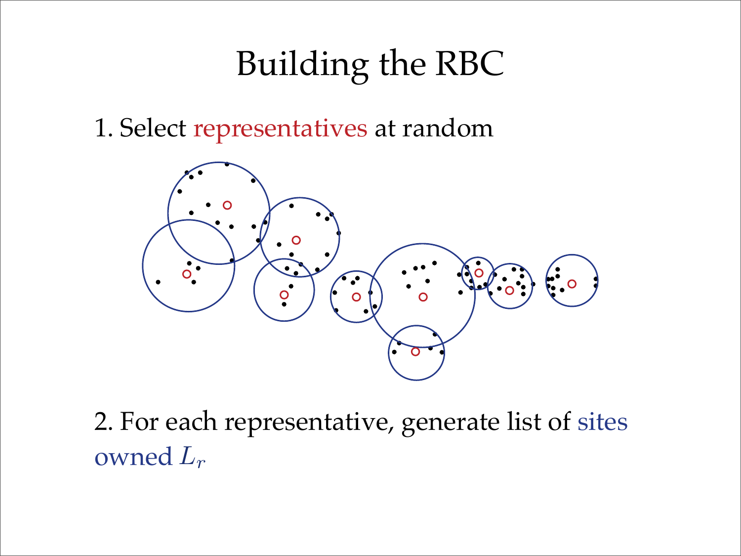# Building the RBC

1. Select representatives at random

2. For each representative, generate list of sites owned $L_r$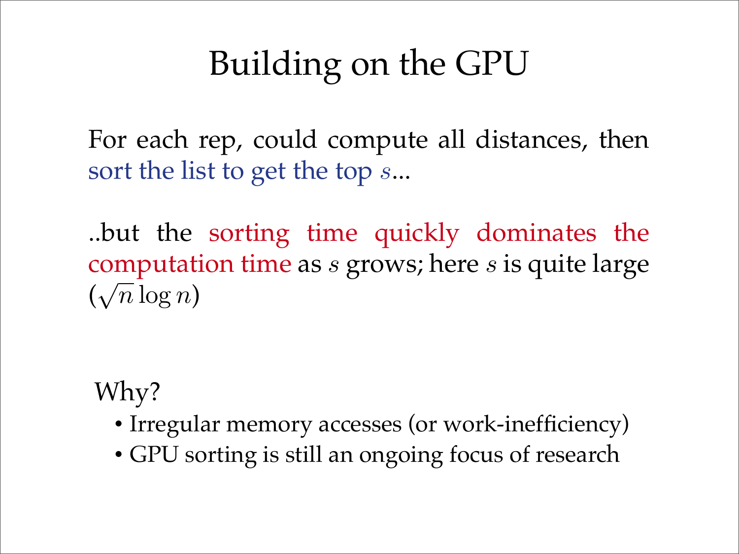# Building on the GPU

For each rep, could compute all distances, then sort the list to get the top $s$...

..but the sorting time quickly dominates the computation time as $s$ grows; here $s$ is quite large ($\sqrt{n} \log n$)

Why?

- Irregular memory accesses (or work-inefficiency)
- GPU sorting is still an ongoing focus of research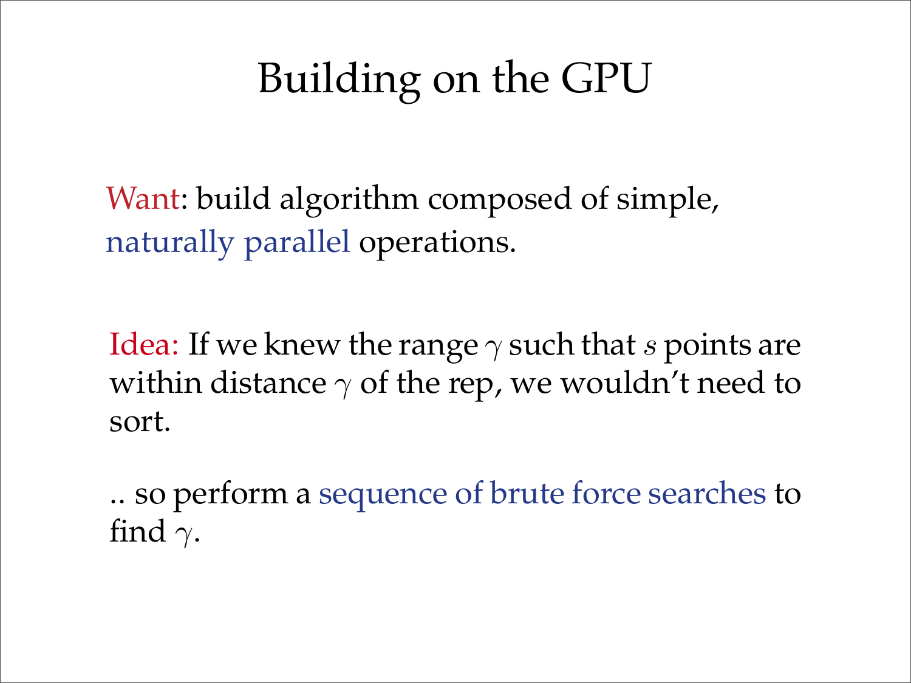# Building on the GPU

Want: build algorithm composed of simple, naturally parallel operations.

Idea: If we knew the range $\gamma$ such that $s$ points are within distance $\gamma$ of the rep, we wouldn't need to sort.

.. so perform a sequence of brute force searches to find $\gamma$.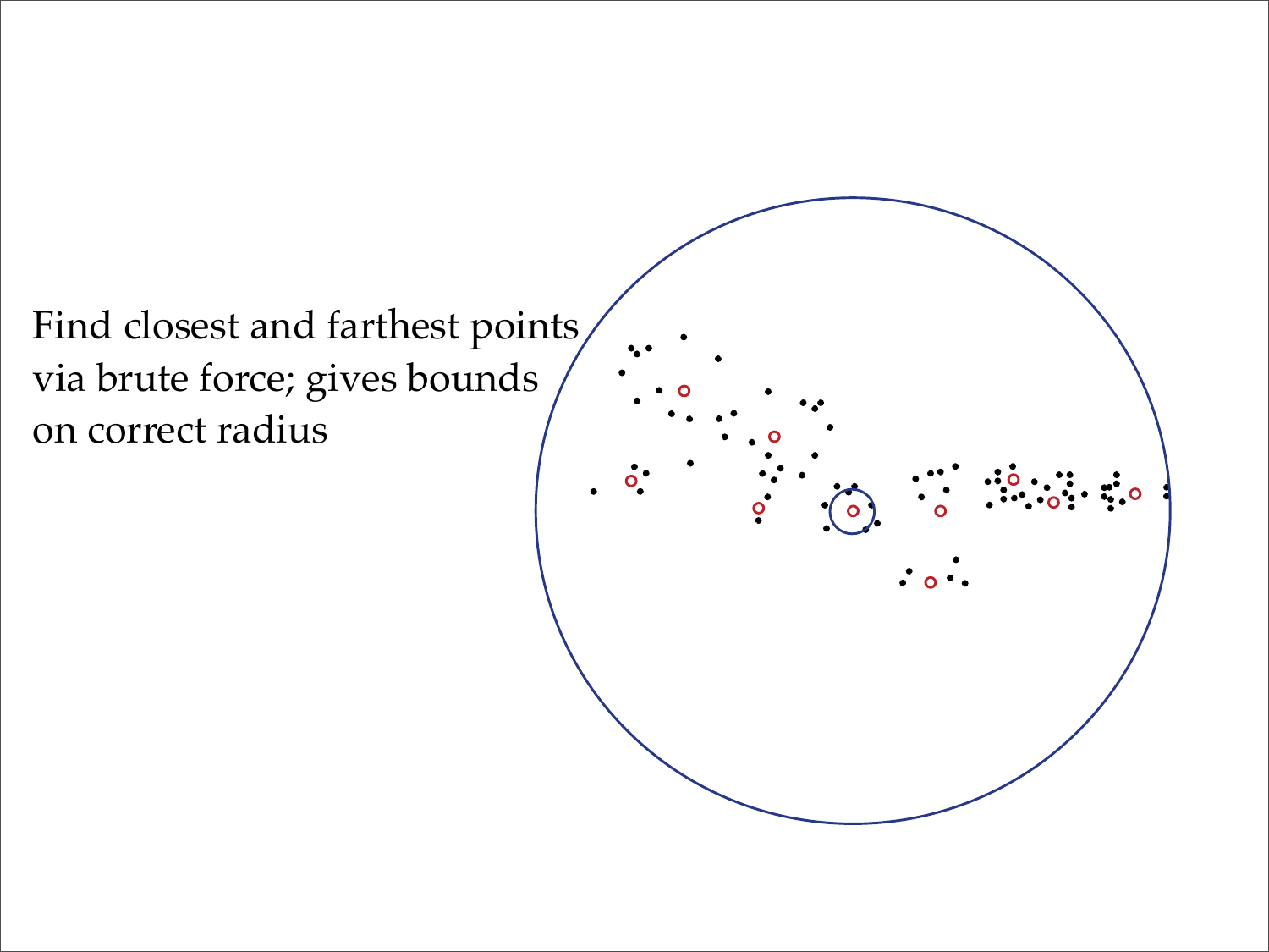Find closest and farthest points via brute force; gives bounds on correct radius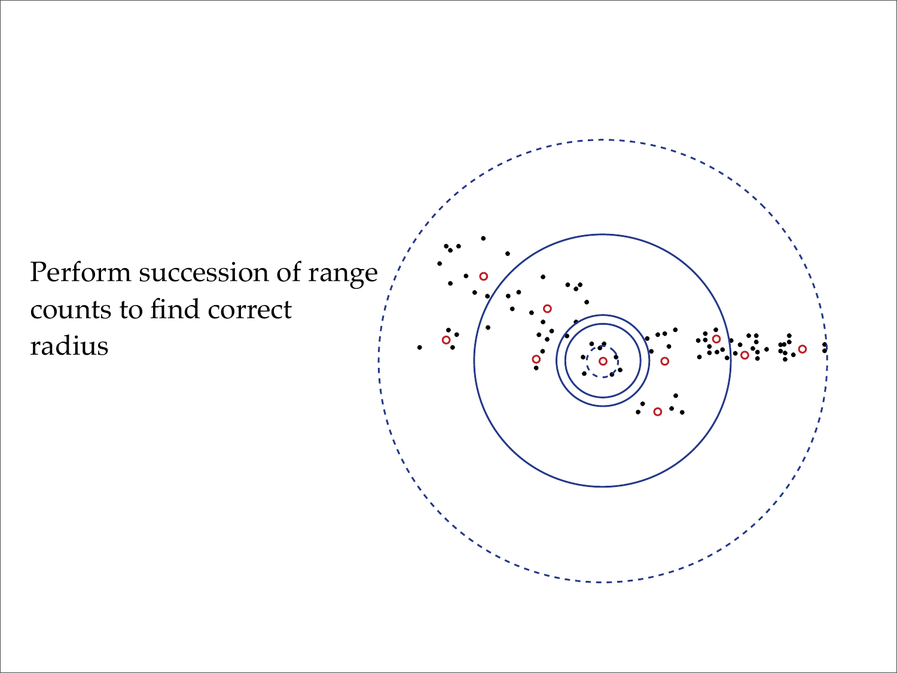Perform succession of range counts to find correct radius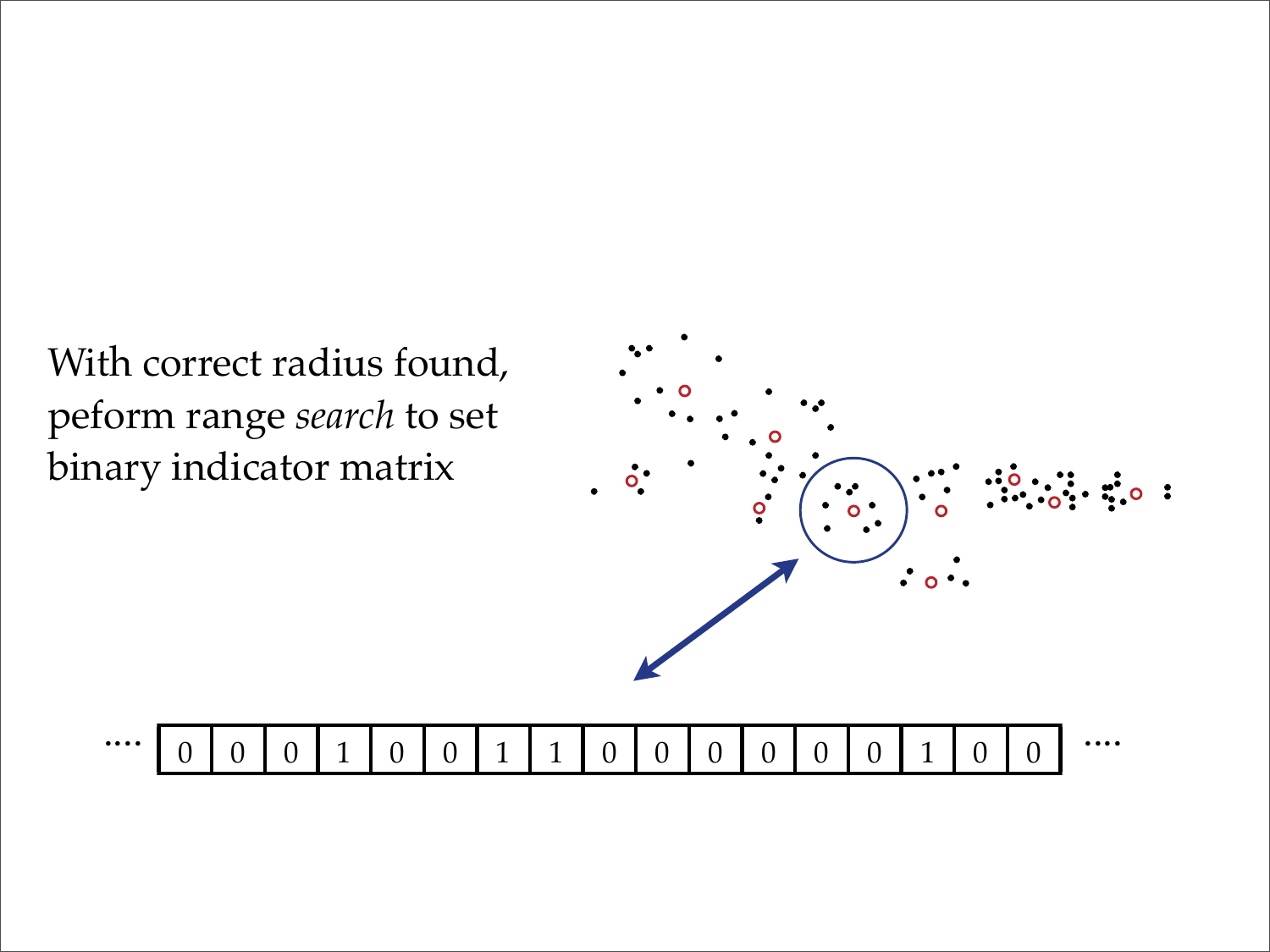With correct radius found, peform range *search* to set binary indicator matrix

.... | 0 | 0 | 0 | 1 | 0 | 0 | 1 | 1 | 0 | 0 | 0 | 0 | 0 | 0 | 1 | 0 | 0 | ....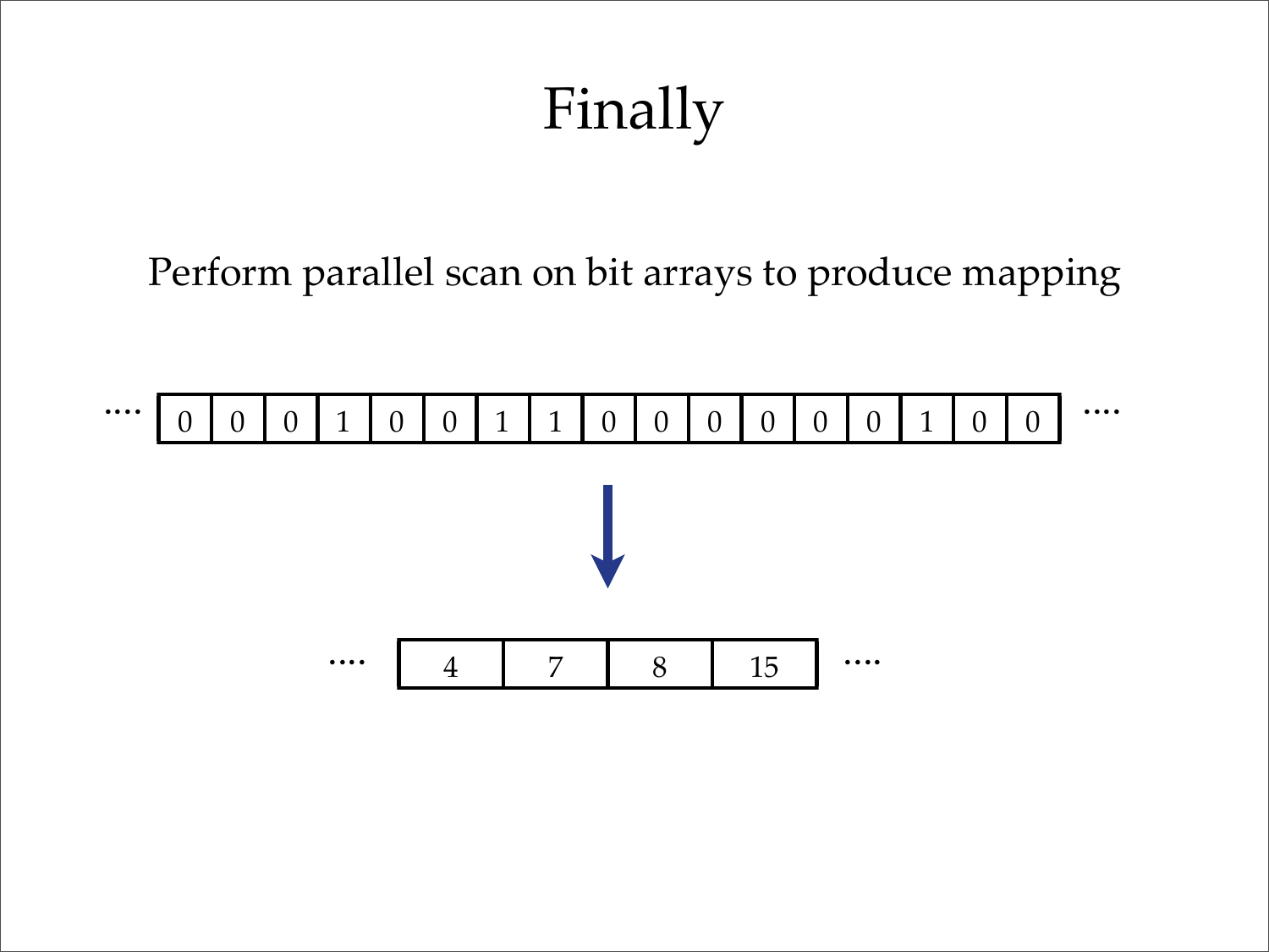# Finally

Perform parallel scan on bit arrays to produce mapping

| .... | 0 | 0 | 0 | 1 | 0 | 0 | 1 | 1 | 0 | 0 | 0 | 0 | 0 | 0 | 1 | 0 | 0 | .... |
|---|---|---|---|---|---|---|---|---|---|---|---|---|---|---|---|---|---|---|

↓

| .... | 4 | 7 | 8 | 15 | .... |
|---|---|---|---|---|---|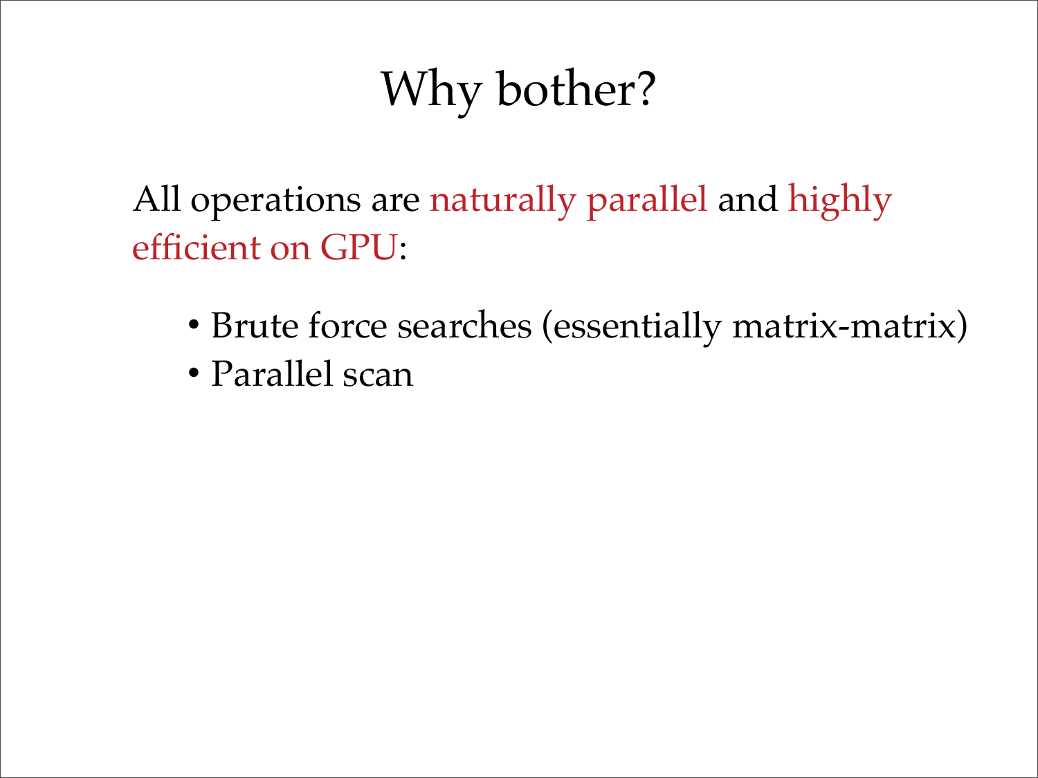# Why bother?

All operations are naturally parallel and highly efficient on GPU:

- Brute force searches (essentially matrix-matrix)
- Parallel scan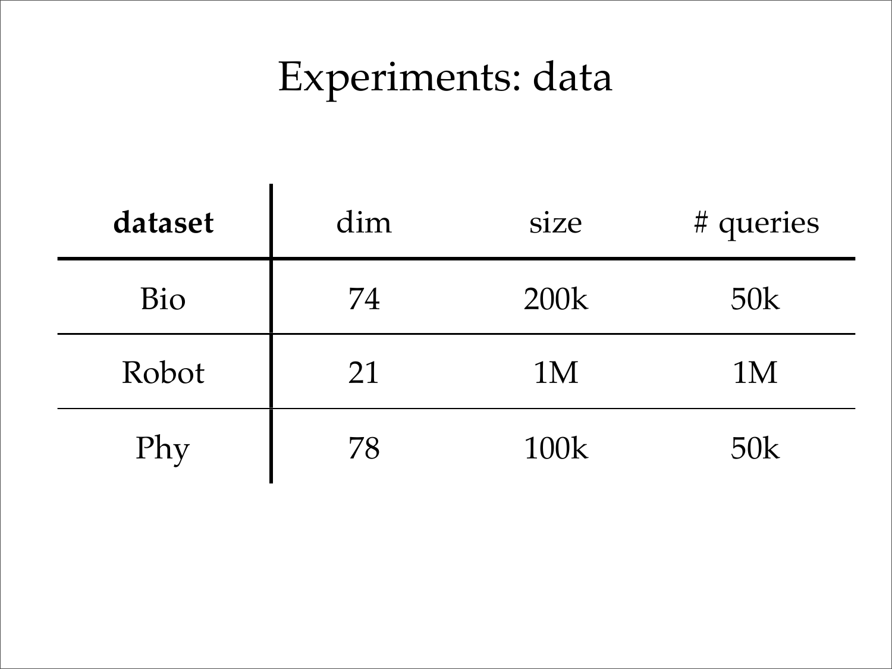# Experiments: data

| **dataset** | dim | size | # queries |
|---|---|---|---|
| Bio | 74 | 200k | 50k |
| Robot | 21 | 1M | 1M |
| Phy | 78 | 100k | 50k |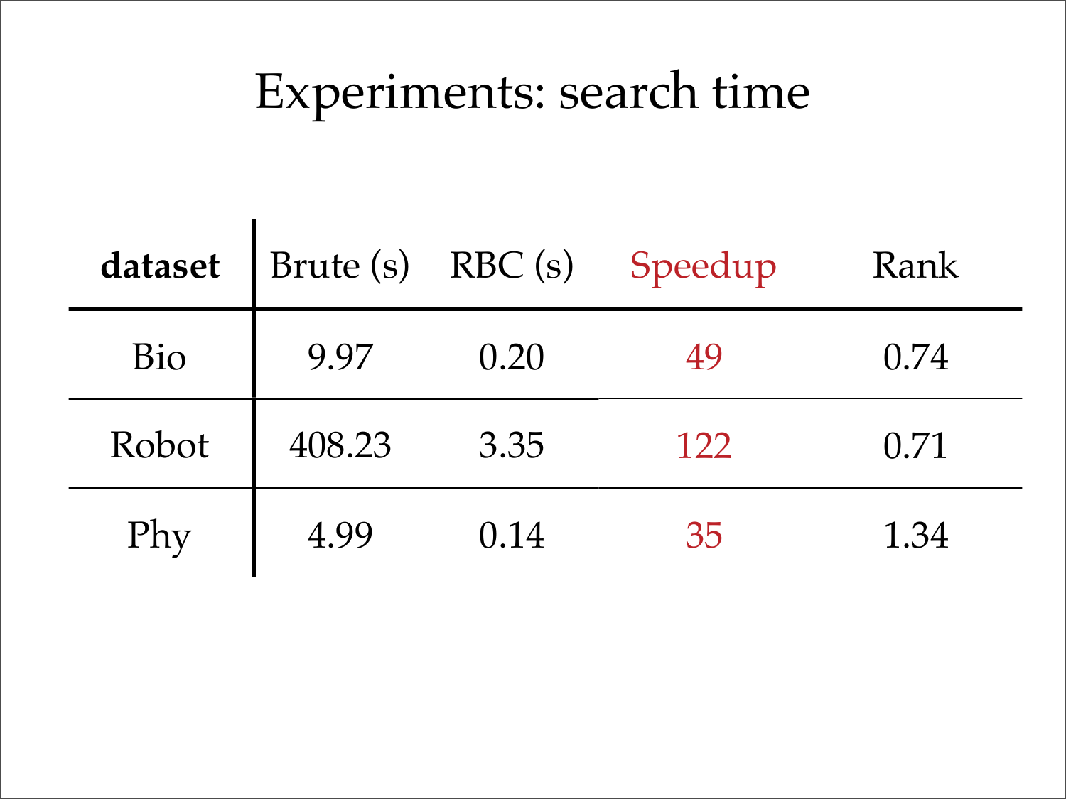# Experiments: search time

| **dataset** | Brute (s) | RBC (s) | Speedup | Rank |
|---|---|---|---|---|
| Bio | 9.97 | 0.20 | 49 | 0.74 |
| Robot | 408.23 | 3.35 | 122 | 0.71 |
| Phy | 4.99 | 0.14 | 35 | 1.34 |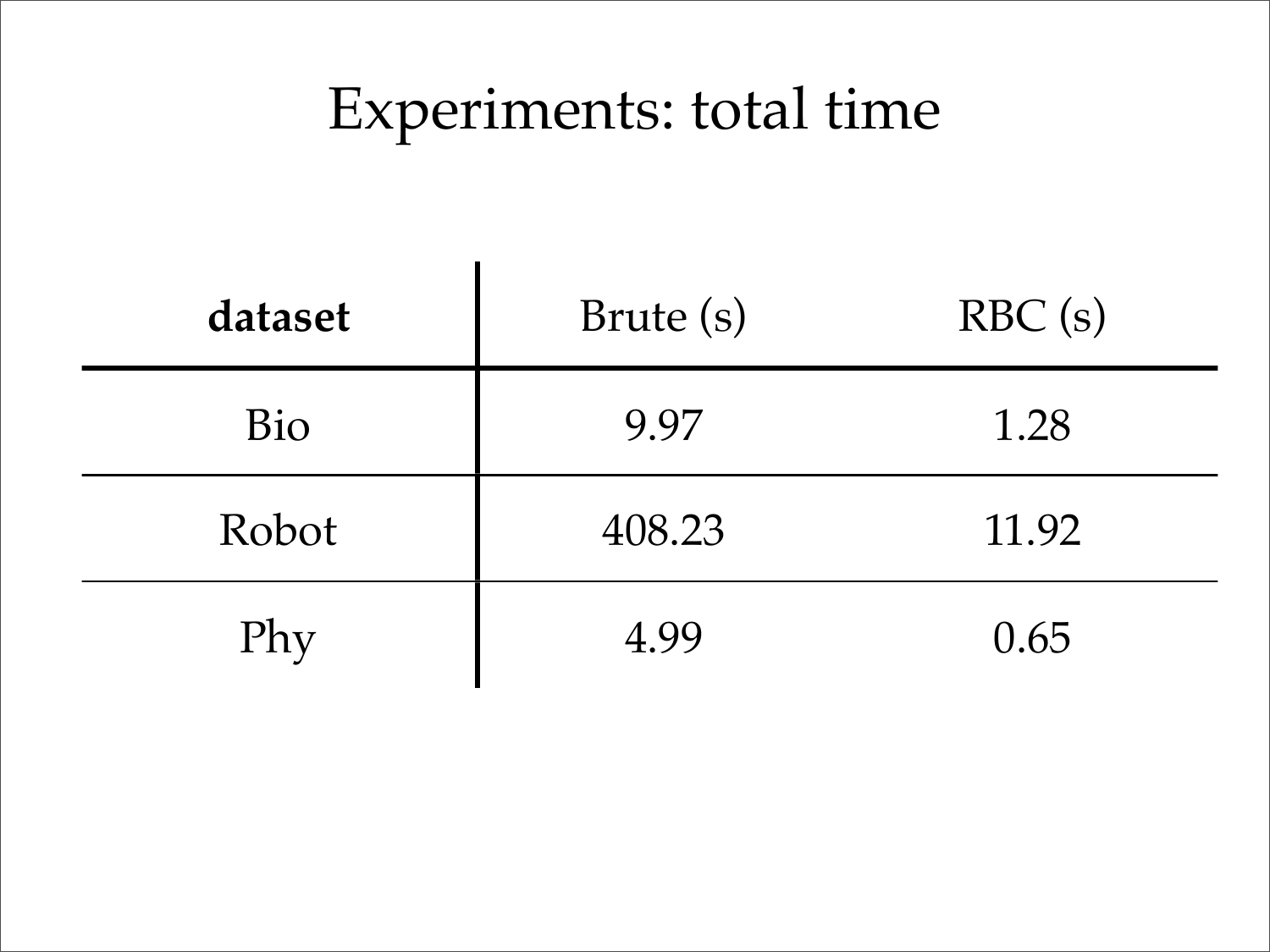# Experiments: total time

| **dataset** | Brute (s) | RBC (s) |
|---|---|---|
| Bio | 9.97 | 1.28 |
| Robot | 408.23 | 11.92 |
| Phy | 4.99 | 0.65 |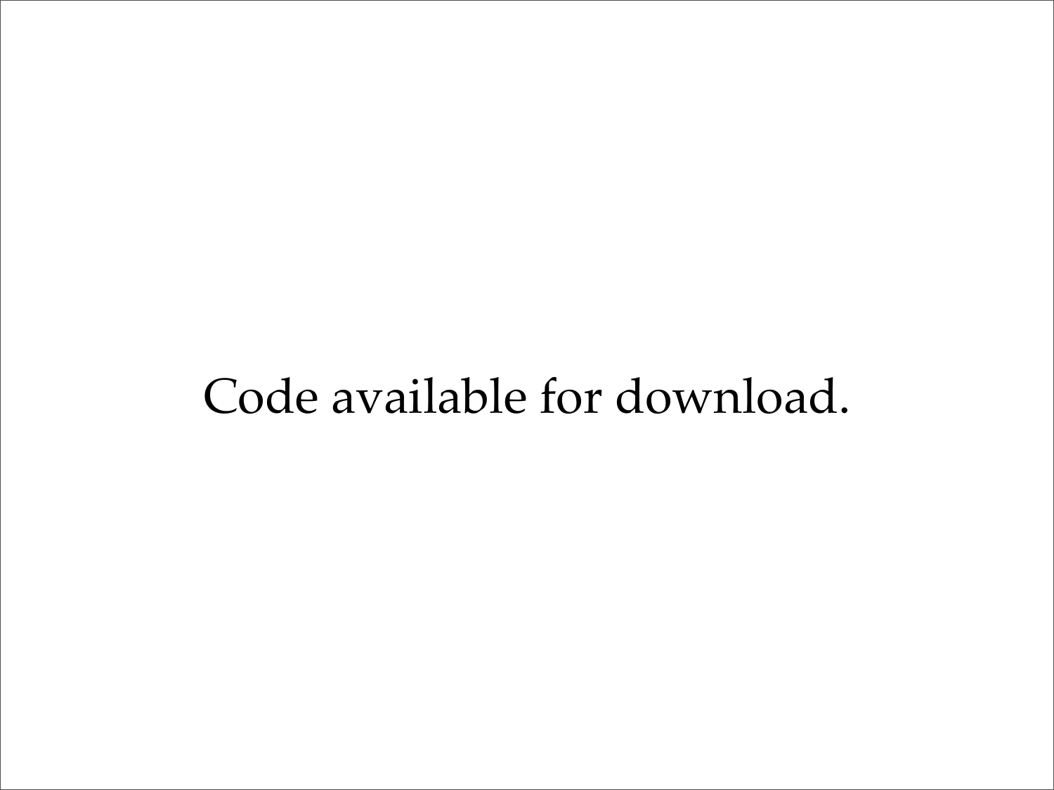Code available for download.